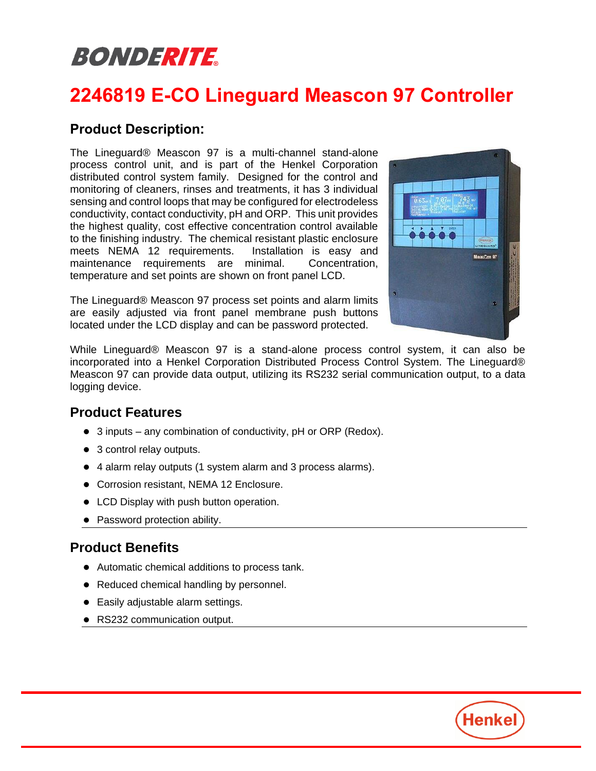BONDERITE®

# 2246819 E-CO Lineguard Meascon 97 Controller

## Product Description:

The Lineguard® Meascon 97 is a multi-channel stand-alone process control unit, and is part of the Henkel Corporation distributed control system family. Designed for the control and monitoring of cleaners, rinses and treatments, it has 3 individual sensing and control loops that may be configured for electrodeless conductivity, contact conductivity, pH and ORP. This unit provides the highest quality, cost effective concentration control available to the finishing industry. The chemical resistant plastic enclosure meets NEMA 12 requirements. Installation is easy and maintenance requirements are minimal. Concentration, temperature and set points are shown on front panel LCD.

The Lineguard® Meascon 97 process set points and alarm limits are easily adjusted via front panel membrane push buttons located under the LCD display and can be password protected.

While Lineguard® Meascon 97 is a stand-alone process control system, it can also be incorporated into a Henkel Corporation Distributed Process Control System. The Lineguard® Meascon 97 can provide data output, utilizing its RS232 serial communication output, to a data logging device.

## Product Features

- 3 inputs – any combination of conductivity, pH or ORP (Redox).
- 3 control relay outputs.
- 4 alarm relay outputs (1 system alarm and 3 process alarms).
- Corrosion resistant, NEMA 12 Enclosure.
- LCD Display with push button operation.
- Password protection ability.

## Product Benefits

- Automatic chemical additions to process tank.
- Reduced chemical handling by personnel.
- Easily adjustable alarm settings.
- RS232 communication output.

Henkel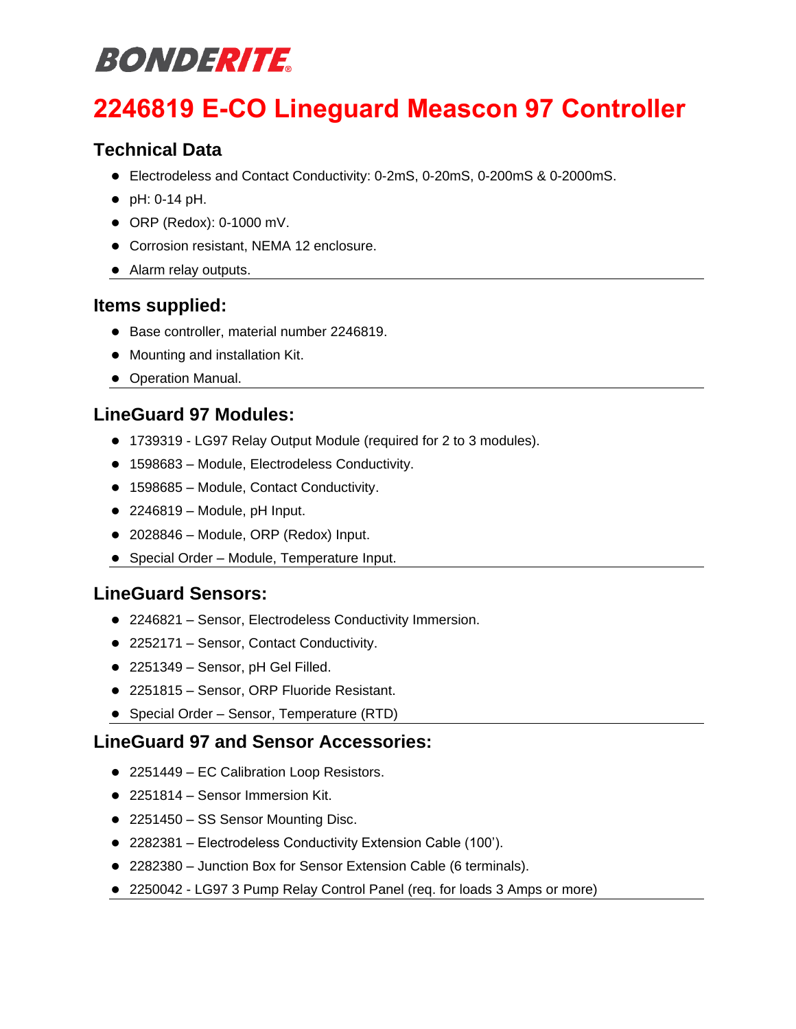# BONDERITE

# 2246819 E-CO Lineguard Meascon 97 Controller

## Technical Data

- Electrodeless and Contact Conductivity: 0-2mS, 0-20mS, 0-200mS & 0-2000mS.
- pH: 0-14 pH.
- ORP (Redox): 0-1000 mV.
- Corrosion resistant, NEMA 12 enclosure.
- Alarm relay outputs.

## Items supplied:

- Base controller, material number 2246819.
- Mounting and installation Kit.
- Operation Manual.

## LineGuard 97 Modules:

- 1739319 - LG97 Relay Output Module (required for 2 to 3 modules).
- 1598683 – Module, Electrodeless Conductivity.
- 1598685 – Module, Contact Conductivity.
- 2246819 – Module, pH Input.
- 2028846 – Module, ORP (Redox) Input.
- Special Order – Module, Temperature Input.

## LineGuard Sensors:

- 2246821 – Sensor, Electrodeless Conductivity Immersion.
- 2252171 – Sensor, Contact Conductivity.
- 2251349 – Sensor, pH Gel Filled.
- 2251815 – Sensor, ORP Fluoride Resistant.
- Special Order – Sensor, Temperature (RTD)

## LineGuard 97 and Sensor Accessories:

- 2251449 – EC Calibration Loop Resistors.
- 2251814 – Sensor Immersion Kit.
- 2251450 – SS Sensor Mounting Disc.
- 2282381 – Electrodeless Conductivity Extension Cable (100').
- 2282380 – Junction Box for Sensor Extension Cable (6 terminals).
- 2250042 - LG97 3 Pump Relay Control Panel (req. for loads 3 Amps or more)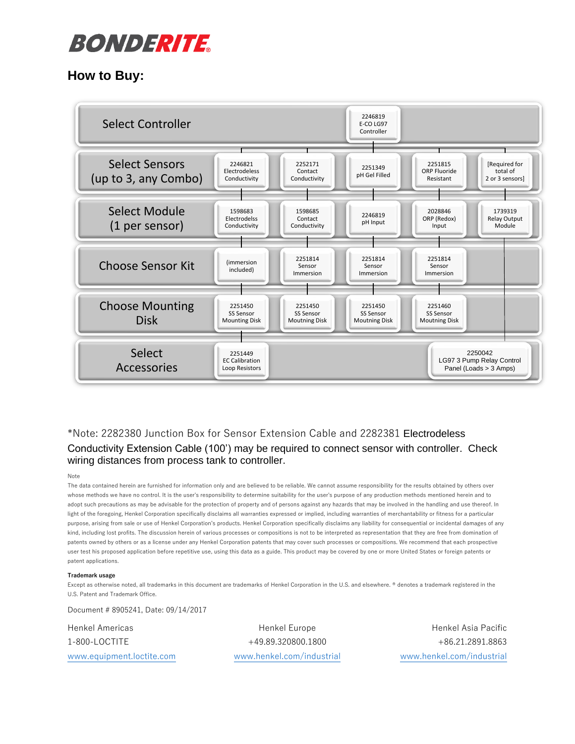**BONDERITE®**

## How to Buy:

| | | | | | |
|---|---|---|---|---|---|
| Select Controller | | | 2246819 E-CO LG97 Controller | | |
| Select Sensors (up to 3, any Combo) | 2246821 Electrodeless Conductivity | 2252171 Contact Conductivity | 2251349 pH Gel Filled | 2251815 ORP Fluoride Resistant | [Required for total of 2 or 3 sensors] |
| Select Module (1 per sensor) | 1598683 Electrodeless Conductivity | 1598685 Contact Conductivity | 2246819 pH Input | 2028846 ORP (Redox) Input | 1739319 Relay Output Module |
| Choose Sensor Kit | (immersion included) | 2251814 Sensor Immersion | 2251814 Sensor Immersion | 2251814 Sensor Immersion | |
| Choose Mounting Disk | 2251450 SS Sensor Mounting Disk | 2251450 SS Sensor Moutning Disk | 2251450 SS Sensor Moutning Disk | 2251460 SS Sensor Moutning Disk | |
| Select Accessories | 2251449 EC Calibration Loop Resistors | | | 2250042 LG97 3 Pump Relay Control Panel (Loads > 3 Amps) | |

*Note: 2282380 Junction Box for Sensor Extension Cable and 2282381 Electrodeless Conductivity Extension Cable (100') may be required to connect sensor with controller. Check wiring distances from process tank to controller.

Note

The data contained herein are furnished for information only and are believed to be reliable. We cannot assume responsibility for the results obtained by others over whose methods we have no control. It is the user's responsibility to determine suitability for the user's purpose of any production methods mentioned herein and to adopt such precautions as may be advisable for the protection of property and of persons against any hazards that may be involved in the handling and use thereof. In light of the foregoing, Henkel Corporation specifically disclaims all warranties expressed or implied, including warranties of merchantability or fitness for a particular purpose, arising from sale or use of Henkel Corporation's products. Henkel Corporation specifically disclaims any liability for consequential or incidental damages of any kind, including lost profits. The discussion herein of various processes or compositions is not to be interpreted as representation that they are free from domination of patents owned by others or as a license under any Henkel Corporation patents that may cover such processes or compositions. We recommend that each prospective user test his proposed application before repetitive use, using this data as a guide. This product may be covered by one or more United States or foreign patents or patent applications.

**Trademark usage**

Except as otherwise noted, all trademarks in this document are trademarks of Henkel Corporation in the U.S. and elsewhere. ® denotes a trademark registered in the U.S. Patent and Trademark Office.

Document # 8905241, Date: 09/14/2017

Henkel Americas
1-800-LOCTITE
www.equipment.loctite.com

Henkel Europe
+49.89.320800.1800
www.henkel.com/industrial

Henkel Asia Pacific
+86.21.2891.8863
www.henkel.com/industrial